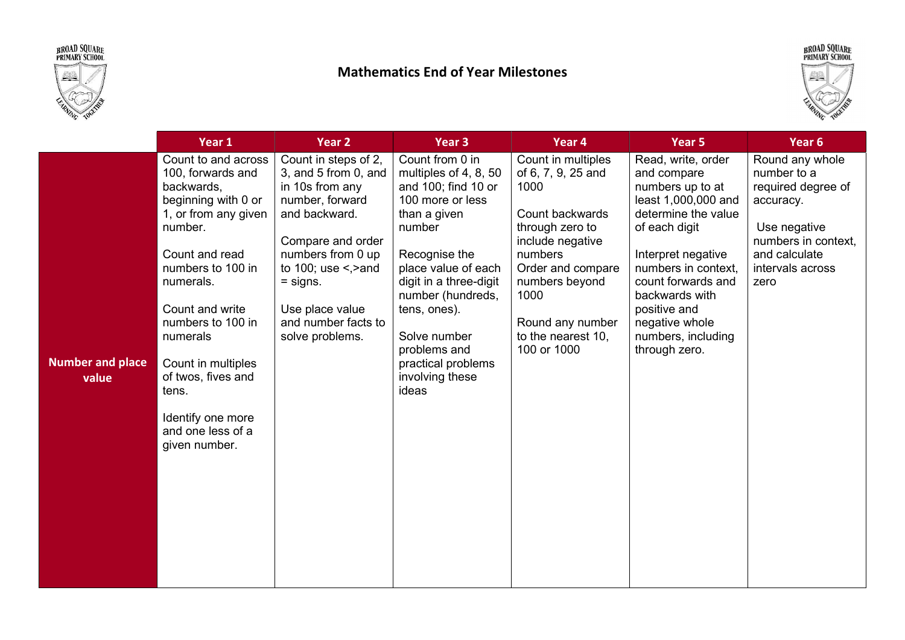# Mathematics End of Year Milestones

| | Year 1 | Year 2 | Year 3 | Year 4 | Year 5 | Year 6 |
|---|---|---|---|---|---|---|
| **Number and place value** | Count to and across 100, forwards and backwards, beginning with 0 or 1, or from any given number.<br><br>Count and read numbers to 100 in numerals.<br><br>Count and write numbers to 100 in numerals<br><br>Count in multiples of twos, fives and tens.<br><br>Identify one more and one less of a given number. | Count in steps of 2, 3, and 5 from 0, and in 10s from any number, forward and backward.<br><br>Compare and order numbers from 0 up to 100; use <,>and = signs.<br><br>Use place value and number facts to solve problems. | Count from 0 in multiples of 4, 8, 50 and 100; find 10 or 100 more or less than a given number<br><br>Recognise the place value of each digit in a three-digit number (hundreds, tens, ones).<br><br>Solve number problems and practical problems involving these ideas | Count in multiples of 6, 7, 9, 25 and 1000<br><br>Count backwards through zero to include negative numbers<br>Order and compare numbers beyond 1000<br><br>Round any number to the nearest 10, 100 or 1000 | Read, write, order and compare numbers up to at least 1,000,000 and determine the value of each digit<br><br>Interpret negative numbers in context, count forwards and backwards with positive and negative whole numbers, including through zero. | Round any whole number to a required degree of accuracy.<br><br>Use negative numbers in context, and calculate intervals across zero |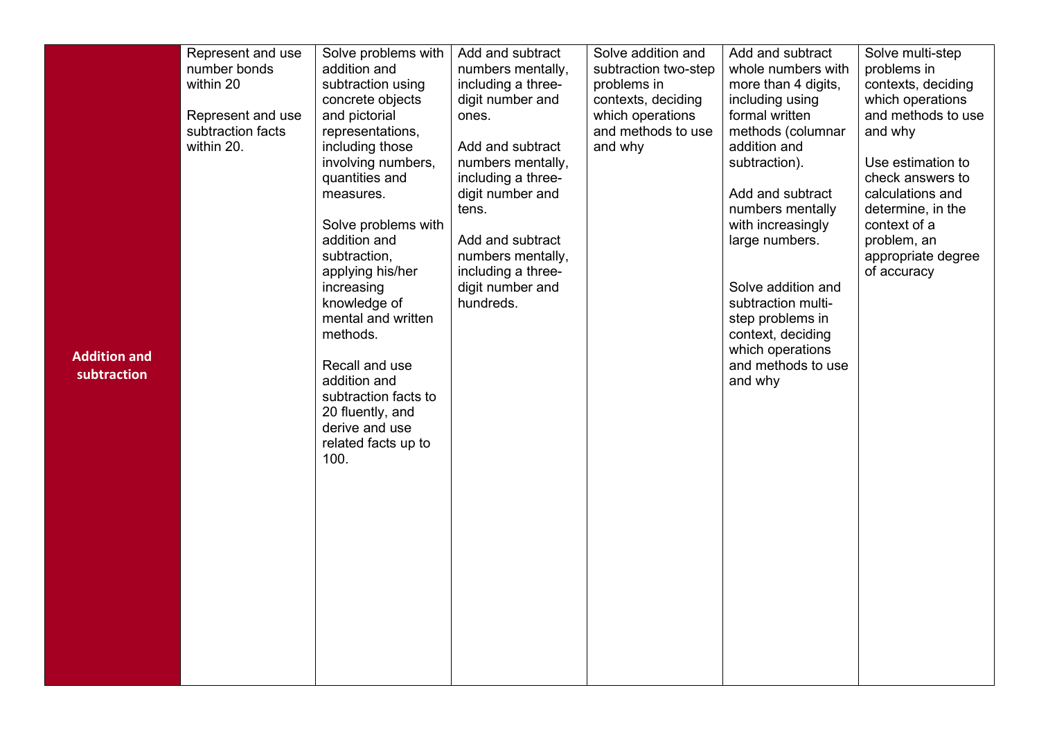| **Addition and subtraction** | Represent and use number bonds within 20<br><br>Represent and use subtraction facts within 20. | Solve problems with addition and subtraction using concrete objects and pictorial representations, including those involving numbers, quantities and measures.<br><br>Solve problems with addition and subtraction, applying his/her increasing knowledge of mental and written methods.<br><br>Recall and use addition and subtraction facts to 20 fluently, and derive and use related facts up to 100. | Add and subtract numbers mentally, including a three-digit number and ones.<br><br>Add and subtract numbers mentally, including a three-digit number and tens.<br><br>Add and subtract numbers mentally, including a three-digit number and hundreds. | Solve addition and subtraction two-step problems in contexts, deciding which operations and methods to use and why | Add and subtract whole numbers with more than 4 digits, including using formal written methods (columnar addition and subtraction).<br><br>Add and subtract numbers mentally with increasingly large numbers.<br><br>Solve addition and subtraction multi-step problems in context, deciding which operations and methods to use and why | Solve multi-step problems in contexts, deciding which operations and methods to use and why<br><br>Use estimation to check answers to calculations and determine, in the context of a problem, an appropriate degree of accuracy |
|---|---|---|---|---|---|---|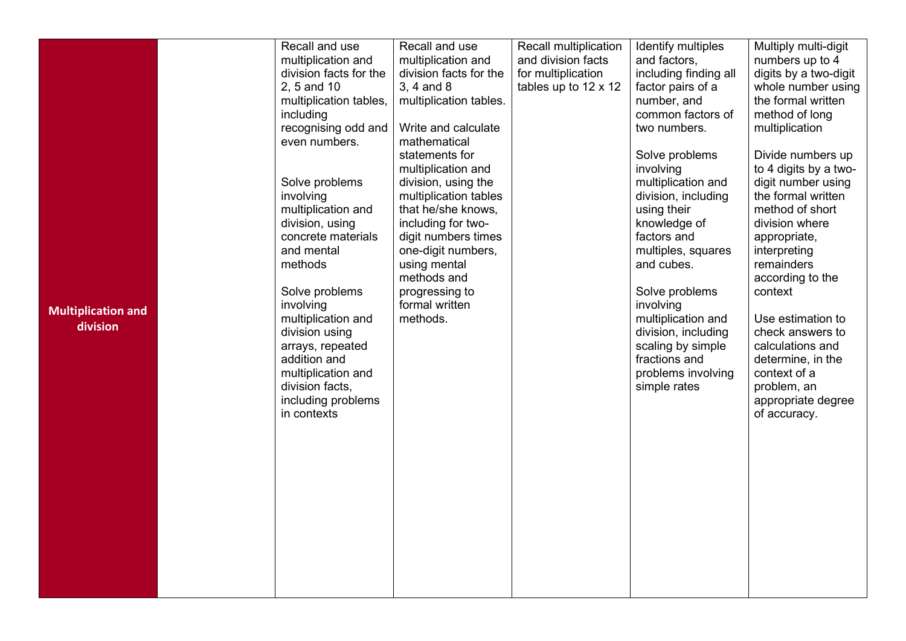| | | | | | | |
|---|---|---|---|---|---|---|
| **Multiplication and division** | | Recall and use multiplication and division facts for the 2, 5 and 10 multiplication tables, including recognising odd and even numbers.<br><br>Solve problems involving multiplication and division, using concrete materials and mental methods<br><br>Solve problems involving multiplication and division using arrays, repeated addition and multiplication and division facts, including problems in contexts | Recall and use multiplication and division facts for the 3, 4 and 8 multiplication tables.<br><br>Write and calculate mathematical statements for multiplication and division, using the multiplication tables that he/she knows, including for two-digit numbers times one-digit numbers, using mental methods and progressing to formal written methods. | Recall multiplication and division facts for multiplication tables up to 12 x 12 | Identify multiples and factors, including finding all factor pairs of a number, and common factors of two numbers.<br><br>Solve problems involving multiplication and division, including using their knowledge of factors and multiples, squares and cubes.<br><br>Solve problems involving multiplication and division, including scaling by simple fractions and problems involving simple rates | Multiply multi-digit numbers up to 4 digits by a two-digit whole number using the formal written method of long multiplication<br><br>Divide numbers up to 4 digits by a two-digit number using the formal written method of short division where appropriate, interpreting remainders according to the context<br><br>Use estimation to check answers to calculations and determine, in the context of a problem, an appropriate degree of accuracy. |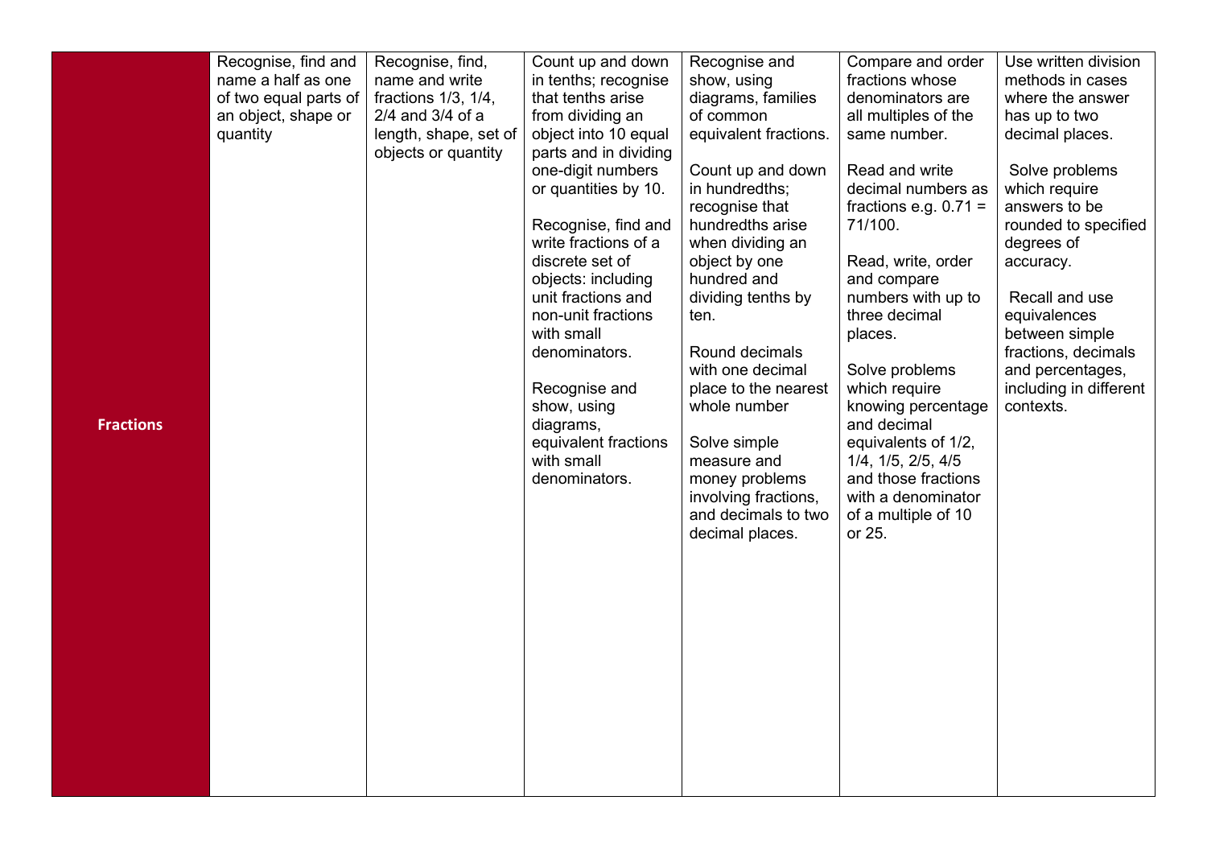| Fractions | Recognise, find and name a half as one of two equal parts of an object, shape or quantity | Recognise, find, name and write fractions 1/3, 1/4, 2/4 and 3/4 of a length, shape, set of objects or quantity | Count up and down in tenths; recognise that tenths arise from dividing an object into 10 equal parts and in dividing one-digit numbers or quantities by 10.<br><br>Recognise, find and write fractions of a discrete set of objects: including unit fractions and non-unit fractions with small denominators.<br><br>Recognise and show, using diagrams, equivalent fractions with small denominators. | Recognise and show, using diagrams, families of common equivalent fractions.<br><br>Count up and down in hundredths; recognise that hundredths arise when dividing an object by one hundred and dividing tenths by ten.<br><br>Round decimals with one decimal place to the nearest whole number<br><br>Solve simple measure and money problems involving fractions, and decimals to two decimal places. | Compare and order fractions whose denominators are all multiples of the same number.<br><br>Read and write decimal numbers as fractions e.g. 0.71 = 71/100.<br><br>Read, write, order and compare numbers with up to three decimal places.<br><br>Solve problems which require knowing percentage and decimal equivalents of 1/2, 1/4, 1/5, 2/5, 4/5 and those fractions with a denominator of a multiple of 10 or 25. | Use written division methods in cases where the answer has up to two decimal places.<br><br>Solve problems which require answers to be rounded to specified degrees of accuracy.<br><br>Recall and use equivalences between simple fractions, decimals and percentages, including in different contexts. |
|---|---|---|---|---|---|---|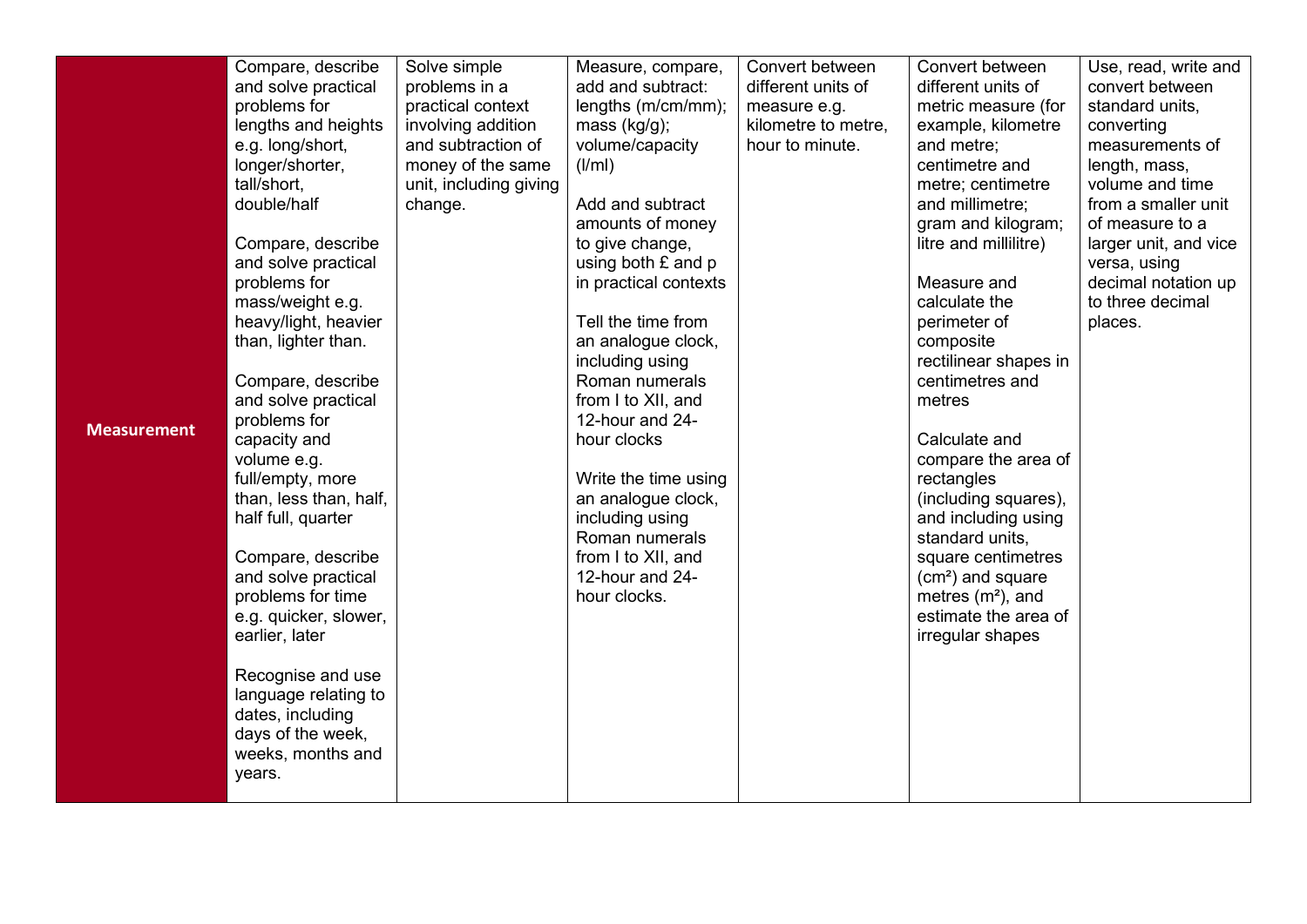| Measurement | Compare, describe and solve practical problems for lengths and heights e.g. long/short, longer/shorter, tall/short, double/half<br><br>Compare, describe and solve practical problems for mass/weight e.g. heavy/light, heavier than, lighter than.<br><br>Compare, describe and solve practical problems for capacity and volume e.g. full/empty, more than, less than, half, half full, quarter<br><br>Compare, describe and solve practical problems for time e.g. quicker, slower, earlier, later<br><br>Recognise and use language relating to dates, including days of the week, weeks, months and years. | Solve simple problems in a practical context involving addition and subtraction of money of the same unit, including giving change. | Measure, compare, add and subtract: lengths (m/cm/mm); mass (kg/g); volume/capacity (l/ml)<br><br>Add and subtract amounts of money to give change, using both £ and p in practical contexts<br><br>Tell the time from an analogue clock, including using Roman numerals from I to XII, and 12-hour and 24-hour clocks<br><br>Write the time using an analogue clock, including using Roman numerals from I to XII, and 12-hour and 24-hour clocks. | Convert between different units of measure e.g. kilometre to metre, hour to minute. | Convert between different units of metric measure (for example, kilometre and metre; centimetre and metre; centimetre and millimetre; gram and kilogram; litre and millilitre)<br><br>Measure and calculate the perimeter of composite rectilinear shapes in centimetres and metres<br><br>Calculate and compare the area of rectangles (including squares), and including using standard units, square centimetres ($cm^2$) and square metres ($m^2$), and estimate the area of irregular shapes | Use, read, write and convert between standard units, converting measurements of length, mass, volume and time from a smaller unit of measure to a larger unit, and vice versa, using decimal notation up to three decimal places. |
|---|---|---|---|---|---|---|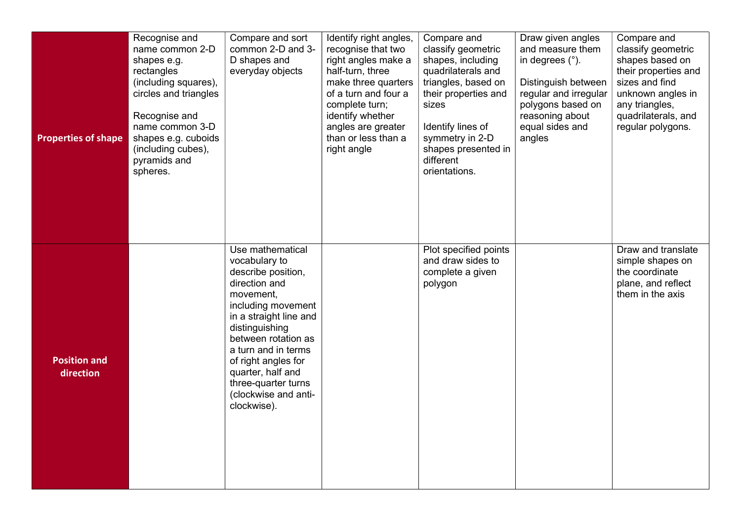| | | | | | | |
|---|---|---|---|---|---|---|
| **Properties of shape** | Recognise and name common 2-D shapes e.g. rectangles (including squares), circles and triangles<br><br>Recognise and name common 3-D shapes e.g. cuboids (including cubes), pyramids and spheres. | Compare and sort common 2-D and 3-D shapes and everyday objects | Identify right angles, recognise that two right angles make a half-turn, three make three quarters of a turn and four a complete turn; identify whether angles are greater than or less than a right angle | Compare and classify geometric shapes, including quadrilaterals and triangles, based on their properties and sizes<br><br>Identify lines of symmetry in 2-D shapes presented in different orientations. | Draw given angles and measure them in degrees (°).<br><br>Distinguish between regular and irregular polygons based on reasoning about equal sides and angles | Compare and classify geometric shapes based on their properties and sizes and find unknown angles in any triangles, quadrilaterals, and regular polygons. |
| **Position and direction** | | Use mathematical vocabulary to describe position, direction and movement, including movement in a straight line and distinguishing between rotation as a turn and in terms of right angles for quarter, half and three-quarter turns (clockwise and anti-clockwise). | | Plot specified points and draw sides to complete a given polygon | | Draw and translate simple shapes on the coordinate plane, and reflect them in the axis |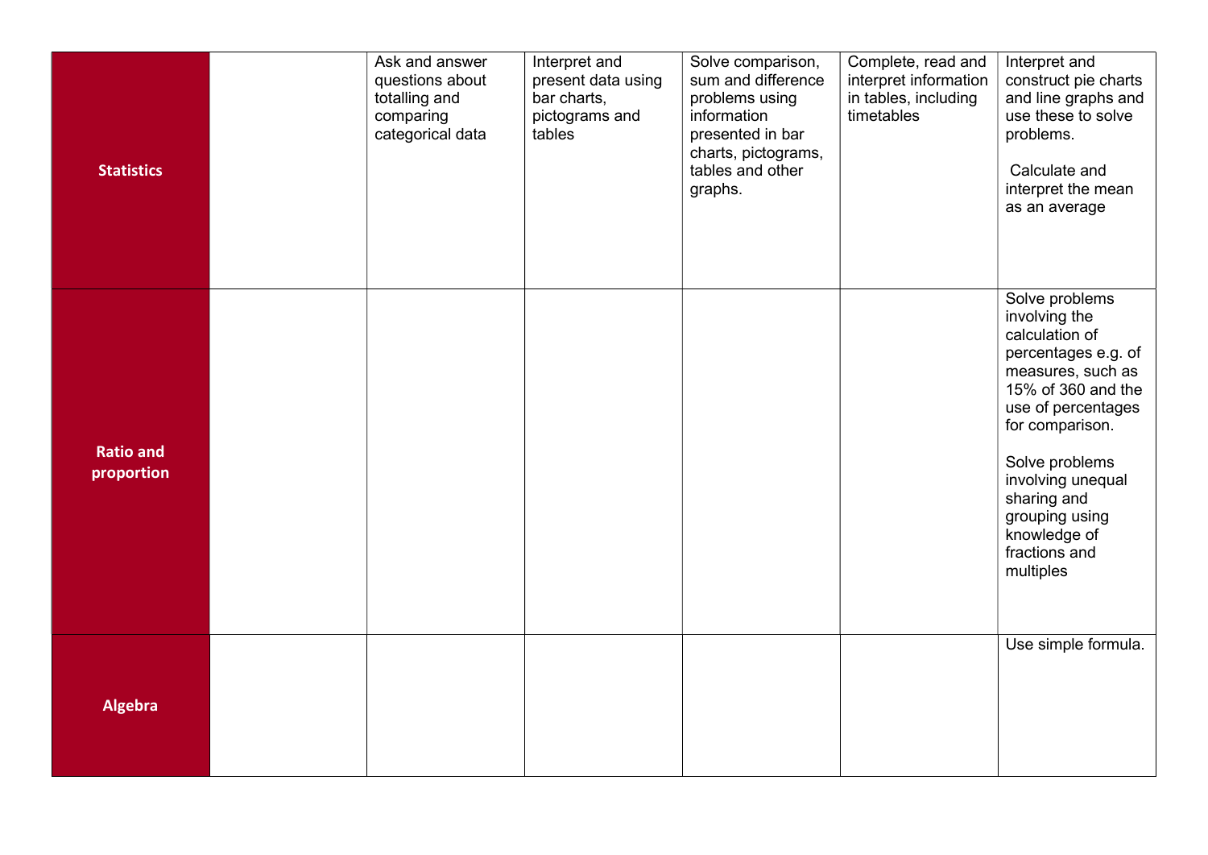| | | | | | | |
|---|---|---|---|---|---|---|
| **Statistics** | | Ask and answer questions about totalling and comparing categorical data | Interpret and present data using bar charts, pictograms and tables | Solve comparison, sum and difference problems using information presented in bar charts, pictograms, tables and other graphs. | Complete, read and interpret information in tables, including timetables | Interpret and construct pie charts and line graphs and use these to solve problems.<br><br>Calculate and interpret the mean as an average |
| **Ratio and proportion** | | | | | | Solve problems involving the calculation of percentages e.g. of measures, such as 15% of 360 and the use of percentages for comparison.<br><br>Solve problems involving unequal sharing and grouping using knowledge of fractions and multiples |
| **Algebra** | | | | | | Use simple formula. |